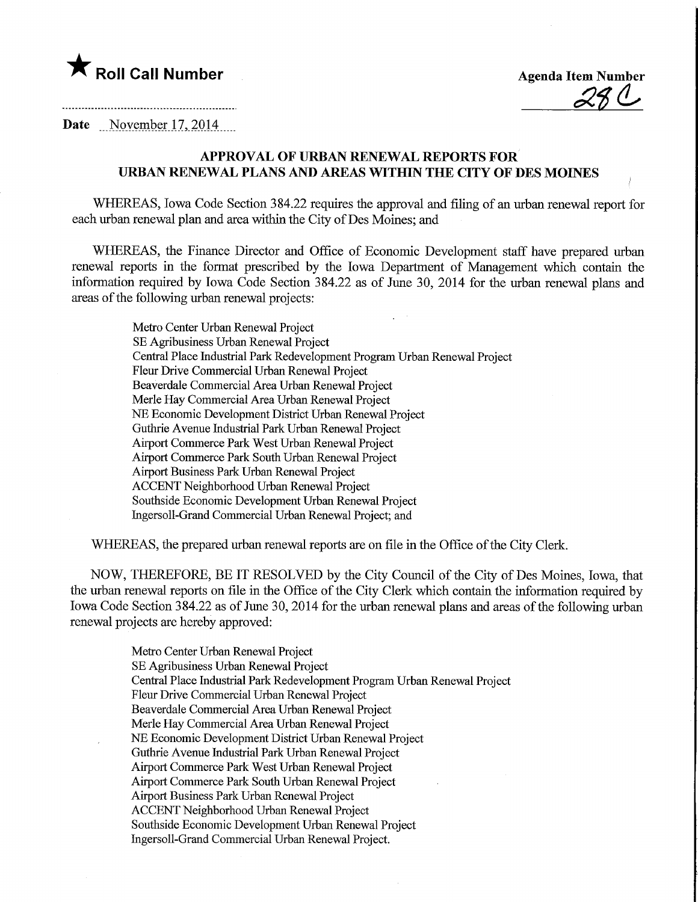★ **Roll Call Number**

**Agenda Item Number**
28 C

**Date** November 17, 2014

## APPROVAL OF URBAN RENEWAL REPORTS FOR URBAN RENEWAL PLANS AND AREAS WITHIN THE CITY OF DES MOINES

WHEREAS, Iowa Code Section 384.22 requires the approval and filing of an urban renewal report for each urban renewal plan and area within the City of Des Moines; and

WHEREAS, the Finance Director and Office of Economic Development staff have prepared urban renewal reports in the format prescribed by the Iowa Department of Management which contain the information required by Iowa Code Section 384.22 as of June 30, 2014 for the urban renewal plans and areas of the following urban renewal projects:

Metro Center Urban Renewal Project
SE Agribusiness Urban Renewal Project
Central Place Industrial Park Redevelopment Program Urban Renewal Project
Fleur Drive Commercial Urban Renewal Project
Beaverdale Commercial Area Urban Renewal Project
Merle Hay Commercial Area Urban Renewal Project
NE Economic Development District Urban Renewal Project
Guthrie Avenue Industrial Park Urban Renewal Project
Airport Commerce Park West Urban Renewal Project
Airport Commerce Park South Urban Renewal Project
Airport Business Park Urban Renewal Project
ACCENT Neighborhood Urban Renewal Project
Southside Economic Development Urban Renewal Project
Ingersoll-Grand Commercial Urban Renewal Project; and

WHEREAS, the prepared urban renewal reports are on file in the Office of the City Clerk.

NOW, THEREFORE, BE IT RESOLVED by the City Council of the City of Des Moines, Iowa, that the urban renewal reports on file in the Office of the City Clerk which contain the information required by Iowa Code Section 384.22 as of June 30, 2014 for the urban renewal plans and areas of the following urban renewal projects are hereby approved:

Metro Center Urban Renewal Project
SE Agribusiness Urban Renewal Project
Central Place Industrial Park Redevelopment Program Urban Renewal Project
Fleur Drive Commercial Urban Renewal Project
Beaverdale Commercial Area Urban Renewal Project
Merle Hay Commercial Area Urban Renewal Project
NE Economic Development District Urban Renewal Project
Guthrie Avenue Industrial Park Urban Renewal Project
Airport Commerce Park West Urban Renewal Project
Airport Commerce Park South Urban Renewal Project
Airport Business Park Urban Renewal Project
ACCENT Neighborhood Urban Renewal Project
Southside Economic Development Urban Renewal Project
Ingersoll-Grand Commercial Urban Renewal Project.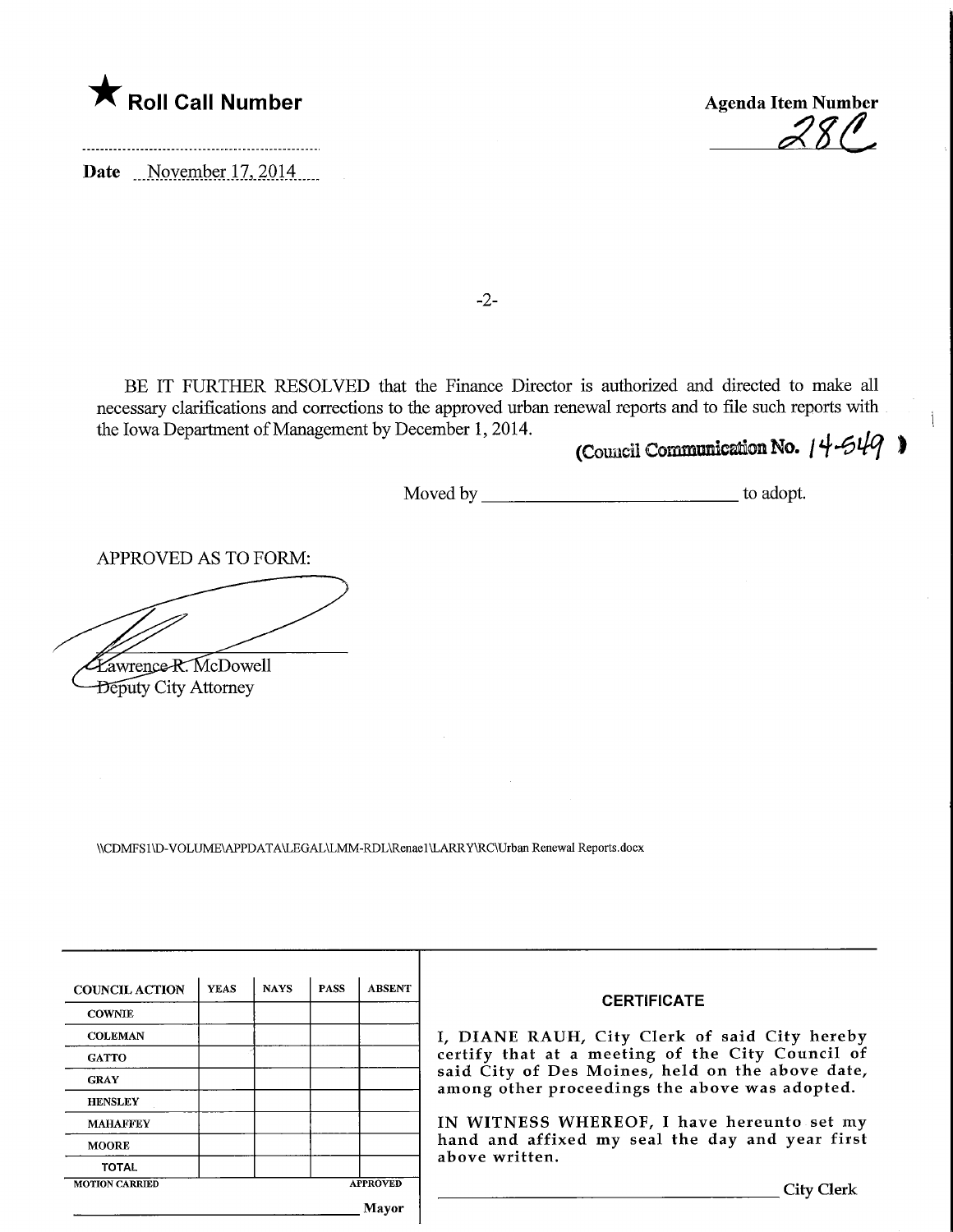★ **Roll Call Number**

**Agenda Item Number**

28C

**Date** November 17, 2014

BE IT FURTHER RESOLVED that the Finance Director is authorized and directed to make all necessary clarifications and corrections to the approved urban renewal reports and to file such reports with the Iowa Department of Management by December 1, 2014.

(Council Communication No. 14-549 )

Moved by ____________________________ to adopt.

APPROVED AS TO FORM:

Lawrence R. McDowell
Deputy City Attorney

\\CDMFS1\D-VOLUME\APPDATA\LEGAL\LMM-RDL\Renae1\LARRY\RC\Urban Renewal Reports.docx

| COUNCIL ACTION | YEAS | NAYS | PASS | ABSENT |
|---|---|---|---|---|
| COWNIE | | | | |
| COLEMAN | | | | |
| GATTO | | | | |
| GRAY | | | | |
| HENSLEY | | | | |
| MAHAFFEY | | | | |
| MOORE | | | | |
| TOTAL | | | | |

MOTION CARRIED APPROVED

______________________________ Mayor

**CERTIFICATE**

I, DIANE RAUH, City Clerk of said City hereby certify that at a meeting of the City Council of said City of Des Moines, held on the above date, among other proceedings the above was adopted.

IN WITNESS WHEREOF, I have hereunto set my hand and affixed my seal the day and year first above written.

______________________________ City Clerk